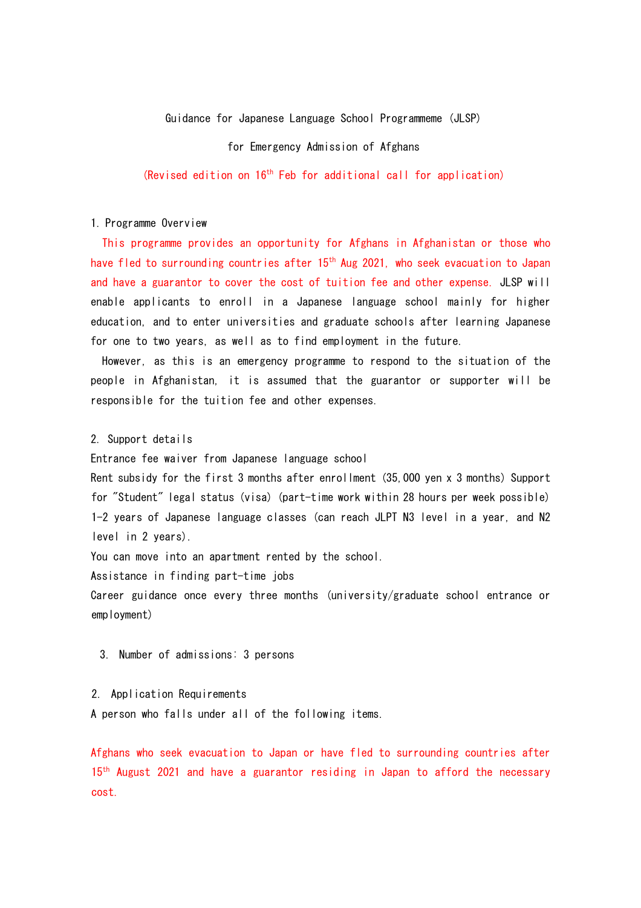# Guidance for Japanese Language School Programmeme (JLSP) for Emergency Admission of Afghans

(Revised edition on 16th Feb for additional call for application)

## 1. Programme Overview

This programme provides an opportunity for Afghans in Afghanistan or those who have fled to surrounding countries after 15th Aug 2021, who seek evacuation to Japan and have a guarantor to cover the cost of tuition fee and other expense. JLSP will enable applicants to enroll in a Japanese language school mainly for higher education, and to enter universities and graduate schools after learning Japanese for one to two years, as well as to find employment in the future.

However, as this is an emergency programme to respond to the situation of the people in Afghanistan, it is assumed that the guarantor or supporter will be responsible for the tuition fee and other expenses.

## 2. Support details

Entrance fee waiver from Japanese language school

Rent subsidy for the first 3 months after enrollment (35,000 yen x 3 months) Support for "Student" legal status (visa) (part-time work within 28 hours per week possible)

1-2 years of Japanese language classes (can reach JLPT N3 level in a year, and N2 level in 2 years).

You can move into an apartment rented by the school.

Assistance in finding part-time jobs

Career guidance once every three months (university/graduate school entrance or employment)

## 3. Number of admissions: 3 persons

## 2. Application Requirements

A person who falls under all of the following items.

Afghans who seek evacuation to Japan or have fled to surrounding countries after 15th August 2021 and have a guarantor residing in Japan to afford the necessary cost.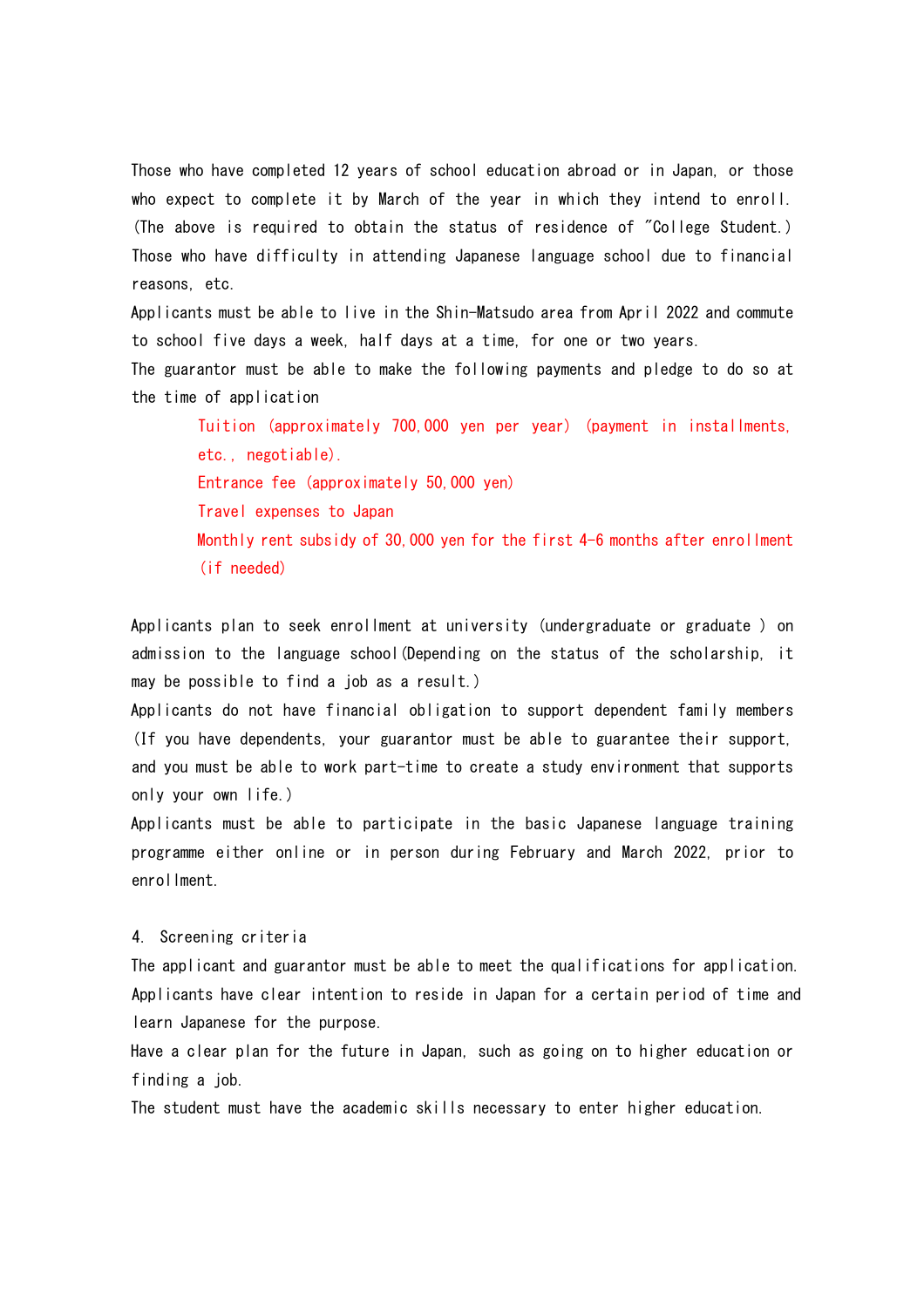Those who have completed 12 years of school education abroad or in Japan, or those who expect to complete it by March of the year in which they intend to enroll. (The above is required to obtain the status of residence of "College Student.)

Those who have difficulty in attending Japanese language school due to financial reasons, etc.

Applicants must be able to live in the Shin-Matsudo area from April 2022 and commute to school five days a week, half days at a time, for one or two years.

The guarantor must be able to make the following payments and pledge to do so at the time of application

- Tuition (approximately 700,000 yen per year) (payment in installments, etc., negotiable).
- Entrance fee (approximately 50,000 yen)
- Travel expenses to Japan
- Monthly rent subsidy of 30,000 yen for the first 4-6 months after enrollment (if needed)

Applicants plan to seek enrollment at university (undergraduate or graduate ) on admission to the language school(Depending on the status of the scholarship, it may be possible to find a job as a result.)

Applicants do not have financial obligation to support dependent family members (If you have dependents, your guarantor must be able to guarantee their support, and you must be able to work part-time to create a study environment that supports only your own life.)

Applicants must be able to participate in the basic Japanese language training programme either online or in person during February and March 2022, prior to enrollment.

4. Screening criteria

The applicant and guarantor must be able to meet the qualifications for application.

Applicants have clear intention to reside in Japan for a certain period of time and learn Japanese for the purpose.

Have a clear plan for the future in Japan, such as going on to higher education or finding a job.

The student must have the academic skills necessary to enter higher education.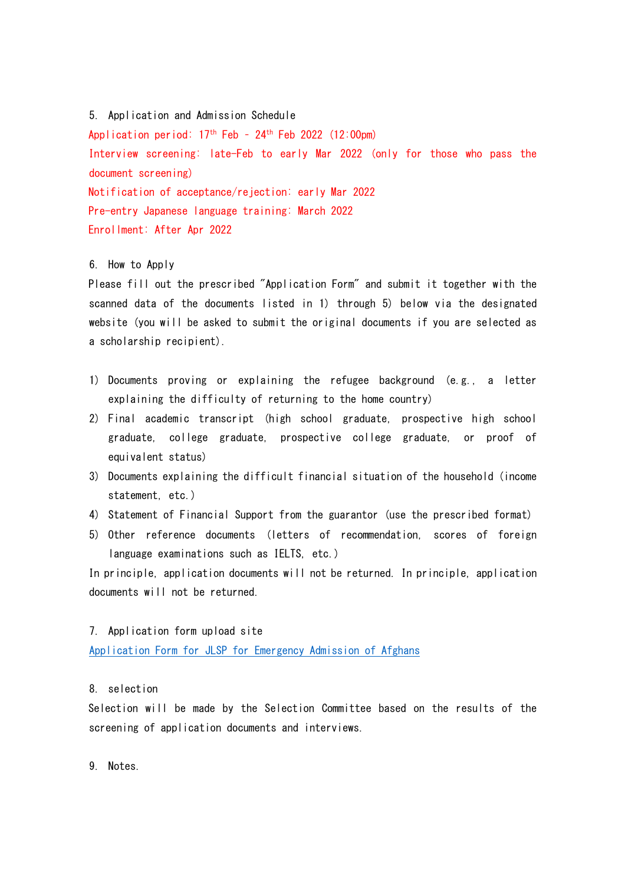5. Application and Admission Schedule

Application period: 17th Feb - 24th Feb 2022 (12:00pm)

Interview screening: late-Feb to early Mar 2022 (only for those who pass the document screening)

Notification of acceptance/rejection: early Mar 2022

Pre-entry Japanese language training: March 2022

Enrollment: After Apr 2022

6. How to Apply

Please fill out the prescribed "Application Form" and submit it together with the scanned data of the documents listed in 1) through 5) below via the designated website (you will be asked to submit the original documents if you are selected as a scholarship recipient).

1) Documents proving or explaining the refugee background (e.g., a letter explaining the difficulty of returning to the home country)
2) Final academic transcript (high school graduate, prospective high school graduate, college graduate, prospective college graduate, or proof of equivalent status)
3) Documents explaining the difficult financial situation of the household (income statement, etc.)
4) Statement of Financial Support from the guarantor (use the prescribed format)
5) Other reference documents (letters of recommendation, scores of foreign language examinations such as IELTS, etc.)

In principle, application documents will not be returned. In principle, application documents will not be returned.

7. Application form upload site

[Application Form for JLSP for Emergency Admission of Afghans]

8. selection

Selection will be made by the Selection Committee based on the results of the screening of application documents and interviews.

9. Notes.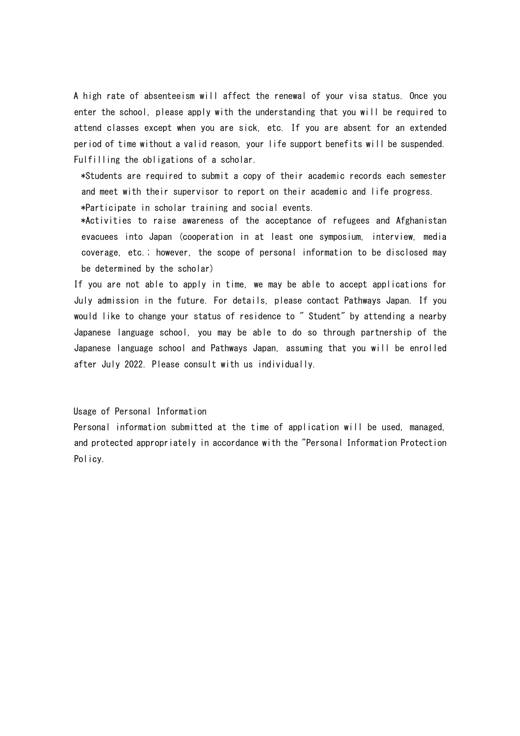A high rate of absenteeism will affect the renewal of your visa status. Once you enter the school, please apply with the understanding that you will be required to attend classes except when you are sick, etc. If you are absent for an extended period of time without a valid reason, your life support benefits will be suspended.

Fulfilling the obligations of a scholar.

*Students are required to submit a copy of their academic records each semester and meet with their supervisor to report on their academic and life progress.

*Participate in scholar training and social events.

*Activities to raise awareness of the acceptance of refugees and Afghanistan evacuees into Japan (cooperation in at least one symposium, interview, media coverage, etc.; however, the scope of personal information to be disclosed may be determined by the scholar)

If you are not able to apply in time, we may be able to accept applications for July admission in the future. For details, please contact Pathways Japan. If you would like to change your status of residence to " Student" by attending a nearby Japanese language school, you may be able to do so through partnership of the Japanese language school and Pathways Japan, assuming that you will be enrolled after July 2022. Please consult with us individually.

Usage of Personal Information

Personal information submitted at the time of application will be used, managed, and protected appropriately in accordance with the "Personal Information Protection Policy.